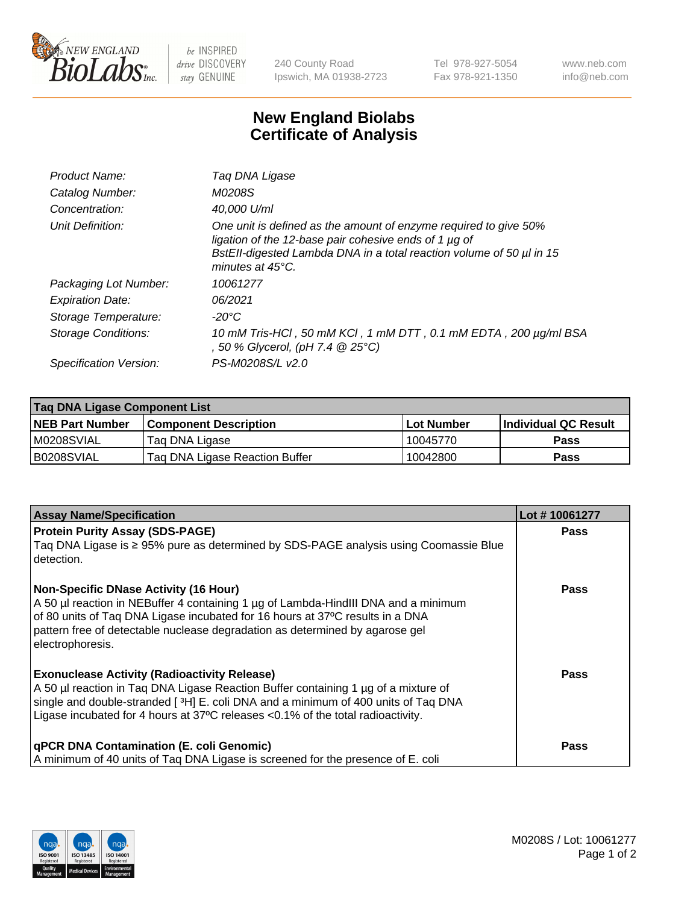# New England Biolabs Certificate of Analysis

| | |
|---|---|
| *Product Name:* | *Taq DNA Ligase* |
| *Catalog Number:* | *M0208S* |
| *Concentration:* | *40,000 U/ml* |
| *Unit Definition:* | *One unit is defined as the amount of enzyme required to give 50% ligation of the 12-base pair cohesive ends of 1 µg of BstEII-digested Lambda DNA in a total reaction volume of 50 µl in 15 minutes at 45°C.* |
| *Packaging Lot Number:* | *10061277* |
| *Expiration Date:* | *06/2021* |
| *Storage Temperature:* | *-20°C* |
| *Storage Conditions:* | *10 mM Tris-HCl , 50 mM KCl , 1 mM DTT , 0.1 mM EDTA , 200 µg/ml BSA , 50 % Glycerol, (pH 7.4 @ 25°C)* |
| *Specification Version:* | *PS-M0208S/L v2.0* |

| Taq DNA Ligase Component List | | | |
|---|---|---|---|
| **NEB Part Number** | **Component Description** | **Lot Number** | **Individual QC Result** |
| M0208SVIAL | Taq DNA Ligase | 10045770 | **Pass** |
| B0208SVIAL | Taq DNA Ligase Reaction Buffer | 10042800 | **Pass** |

| Assay Name/Specification | Lot # 10061277 |
|---|---|
| **Protein Purity Assay (SDS-PAGE)**<br>Taq DNA Ligase is ≥ 95% pure as determined by SDS-PAGE analysis using Coomassie Blue detection. | **Pass** |
| **Non-Specific DNase Activity (16 Hour)**<br>A 50 µl reaction in NEBuffer 4 containing 1 µg of Lambda-HindIII DNA and a minimum of 80 units of Taq DNA Ligase incubated for 16 hours at 37ºC results in a DNA pattern free of detectable nuclease degradation as determined by agarose gel electrophoresis. | **Pass** |
| **Exonuclease Activity (Radioactivity Release)**<br>A 50 µl reaction in Taq DNA Ligase Reaction Buffer containing 1 µg of a mixture of single and double-stranded [ $^3$H] E. coli DNA and a minimum of 400 units of Taq DNA Ligase incubated for 4 hours at 37ºC releases <0.1% of the total radioactivity. | **Pass** |
| **qPCR DNA Contamination (E. coli Genomic)**<br>A minimum of 40 units of Taq DNA Ligase is screened for the presence of E. coli | **Pass** |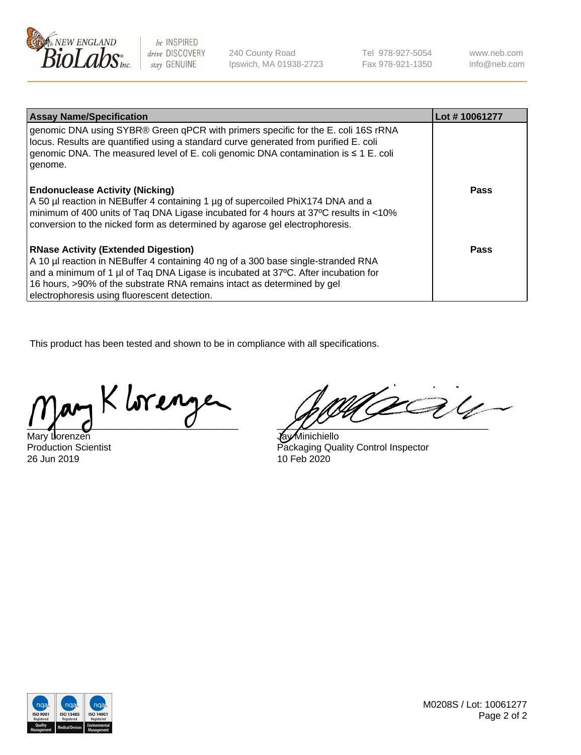| Assay Name/Specification | Lot # 10061277 |
| --- | --- |
| genomic DNA using SYBR® Green qPCR with primers specific for the E. coli 16S rRNA locus. Results are quantified using a standard curve generated from purified E. coli genomic DNA. The measured level of E. coli genomic DNA contamination is ≤ 1 E. coli genome. | |
| **Endonuclease Activity (Nicking)**<br>A 50 µl reaction in NEBuffer 4 containing 1 µg of supercoiled PhiX174 DNA and a minimum of 400 units of Taq DNA Ligase incubated for 4 hours at 37ºC results in <10% conversion to the nicked form as determined by agarose gel electrophoresis. | **Pass** |
| **RNase Activity (Extended Digestion)**<br>A 10 µl reaction in NEBuffer 4 containing 40 ng of a 300 base single-stranded RNA and a minimum of 1 µl of Taq DNA Ligase is incubated at 37ºC. After incubation for 16 hours, >90% of the substrate RNA remains intact as determined by gel electrophoresis using fluorescent detection. | **Pass** |

This product has been tested and shown to be in compliance with all specifications.

Mary Lorenzen
Production Scientist
26 Jun 2019

Jay Minichiello
Packaging Quality Control Inspector
10 Feb 2020

M0208S / Lot: 10061277